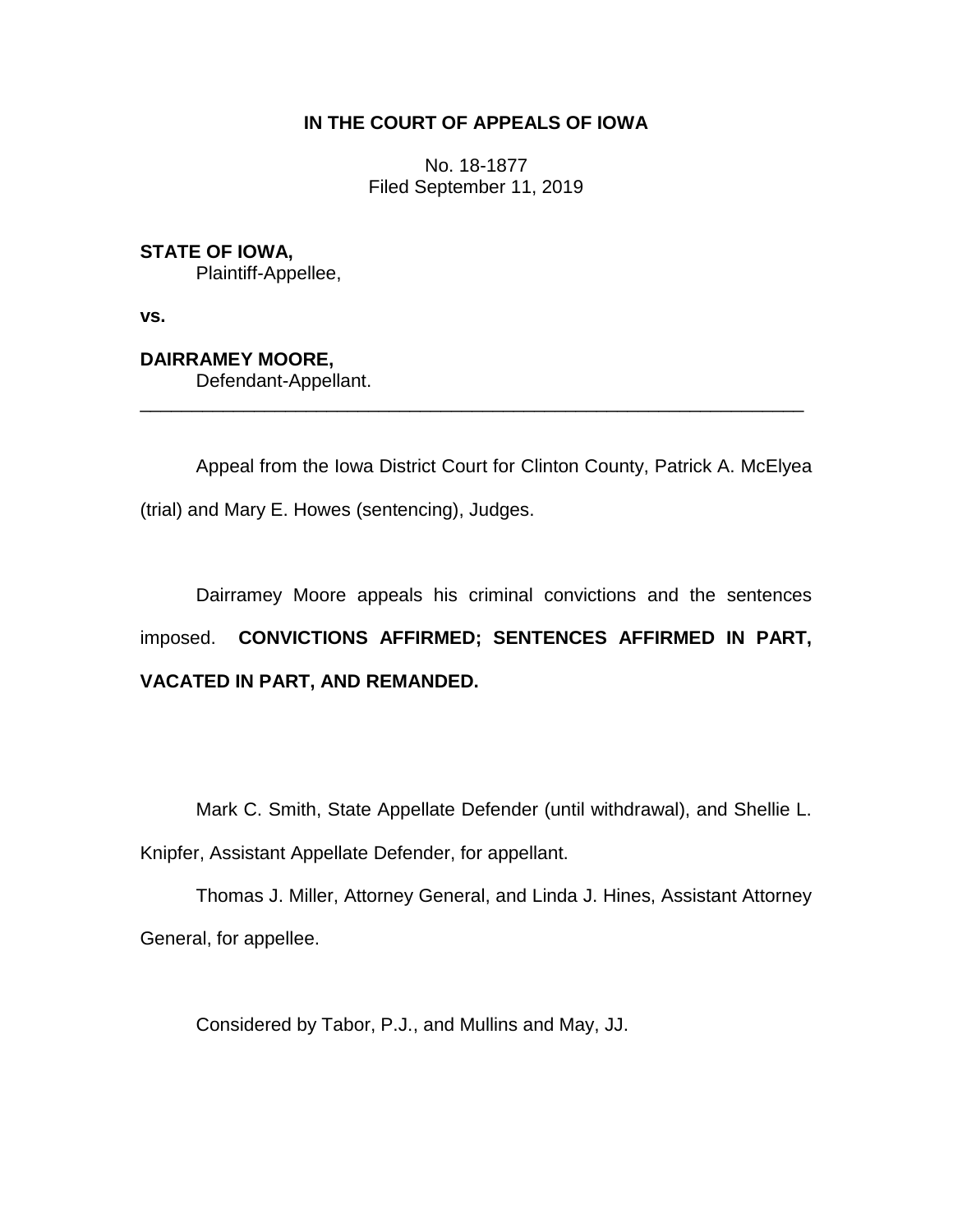**IN THE COURT OF APPEALS OF IOWA**

No. 18-1877
Filed September 11, 2019

**STATE OF IOWA,**
Plaintiff-Appellee,

**vs.**

**DAIRRAMEY MOORE,**
Defendant-Appellant.

---

Appeal from the Iowa District Court for Clinton County, Patrick A. McElyea (trial) and Mary E. Howes (sentencing), Judges.

Dairramey Moore appeals his criminal convictions and the sentences imposed. **CONVICTIONS AFFIRMED; SENTENCES AFFIRMED IN PART, VACATED IN PART, AND REMANDED.**

Mark C. Smith, State Appellate Defender (until withdrawal), and Shellie L. Knipfer, Assistant Appellate Defender, for appellant.

Thomas J. Miller, Attorney General, and Linda J. Hines, Assistant Attorney General, for appellee.

Considered by Tabor, P.J., and Mullins and May, JJ.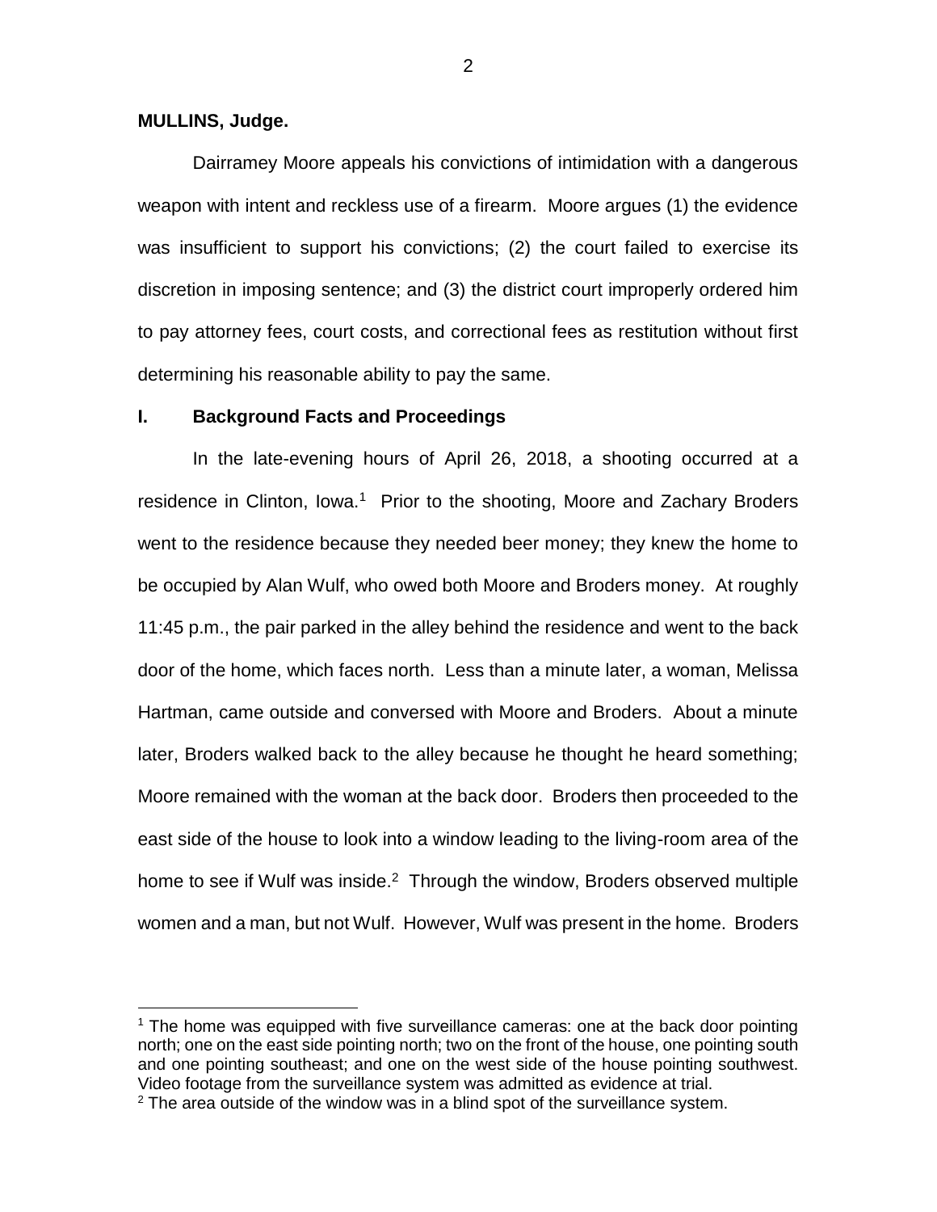**MULLINS, Judge.**

Dairramey Moore appeals his convictions of intimidation with a dangerous weapon with intent and reckless use of a firearm. Moore argues (1) the evidence was insufficient to support his convictions; (2) the court failed to exercise its discretion in imposing sentence; and (3) the district court improperly ordered him to pay attorney fees, court costs, and correctional fees as restitution without first determining his reasonable ability to pay the same.

## I. Background Facts and Proceedings

In the late-evening hours of April 26, 2018, a shooting occurred at a residence in Clinton, Iowa.[1] Prior to the shooting, Moore and Zachary Broders went to the residence because they needed beer money; they knew the home to be occupied by Alan Wulf, who owed both Moore and Broders money. At roughly 11:45 p.m., the pair parked in the alley behind the residence and went to the back door of the home, which faces north. Less than a minute later, a woman, Melissa Hartman, came outside and conversed with Moore and Broders. About a minute later, Broders walked back to the alley because he thought he heard something; Moore remained with the woman at the back door. Broders then proceeded to the east side of the house to look into a window leading to the living-room area of the home to see if Wulf was inside.[2] Through the window, Broders observed multiple women and a man, but not Wulf. However, Wulf was present in the home. Broders

[1] The home was equipped with five surveillance cameras: one at the back door pointing north; one on the east side pointing north; two on the front of the house, one pointing south and one pointing southeast; and one on the west side of the house pointing southwest. Video footage from the surveillance system was admitted as evidence at trial.

[2] The area outside of the window was in a blind spot of the surveillance system.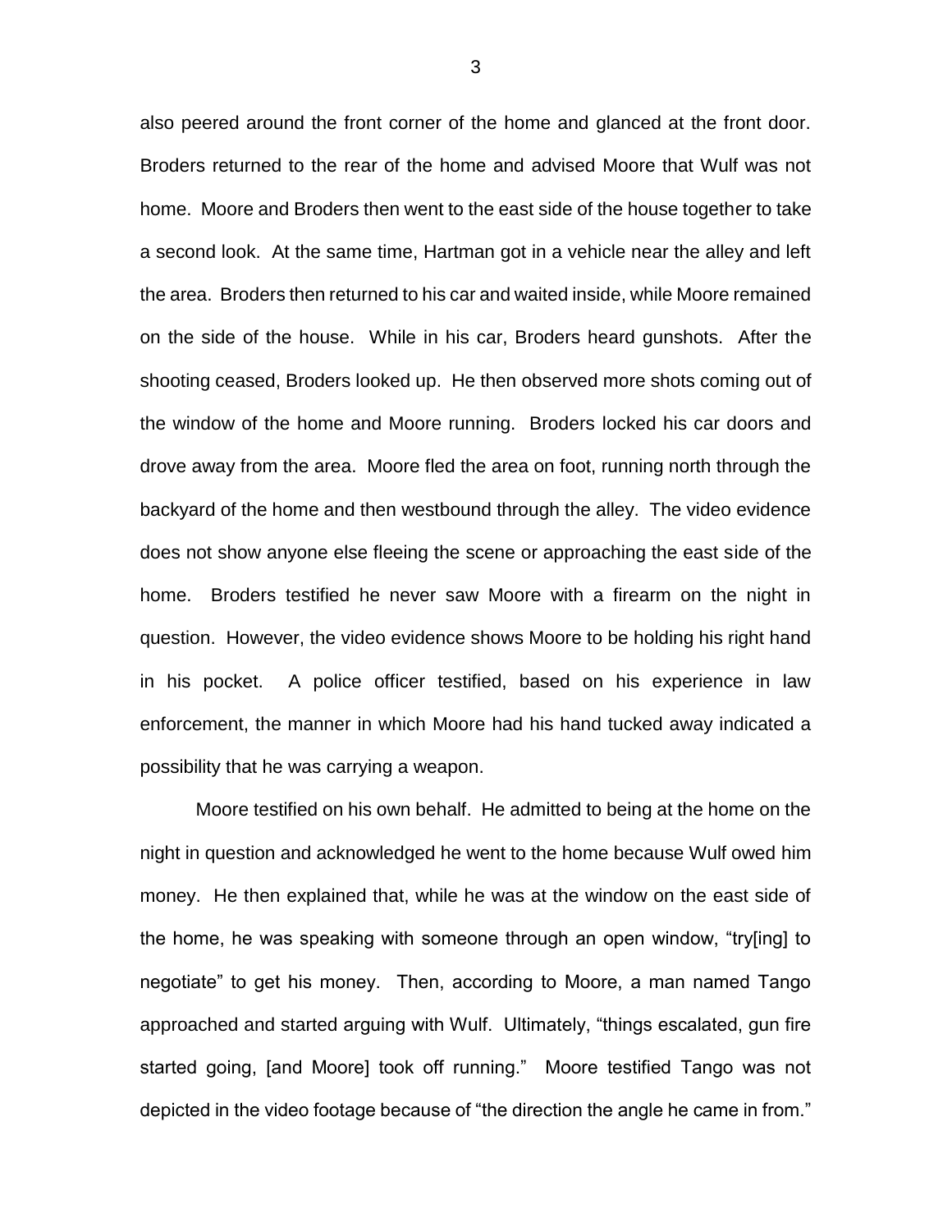also peered around the front corner of the home and glanced at the front door. Broders returned to the rear of the home and advised Moore that Wulf was not home. Moore and Broders then went to the east side of the house together to take a second look. At the same time, Hartman got in a vehicle near the alley and left the area. Broders then returned to his car and waited inside, while Moore remained on the side of the house. While in his car, Broders heard gunshots. After the shooting ceased, Broders looked up. He then observed more shots coming out of the window of the home and Moore running. Broders locked his car doors and drove away from the area. Moore fled the area on foot, running north through the backyard of the home and then westbound through the alley. The video evidence does not show anyone else fleeing the scene or approaching the east side of the home. Broders testified he never saw Moore with a firearm on the night in question. However, the video evidence shows Moore to be holding his right hand in his pocket. A police officer testified, based on his experience in law enforcement, the manner in which Moore had his hand tucked away indicated a possibility that he was carrying a weapon.

Moore testified on his own behalf. He admitted to being at the home on the night in question and acknowledged he went to the home because Wulf owed him money. He then explained that, while he was at the window on the east side of the home, he was speaking with someone through an open window, "try[ing] to negotiate" to get his money. Then, according to Moore, a man named Tango approached and started arguing with Wulf. Ultimately, "things escalated, gun fire started going, [and Moore] took off running." Moore testified Tango was not depicted in the video footage because of "the direction the angle he came in from."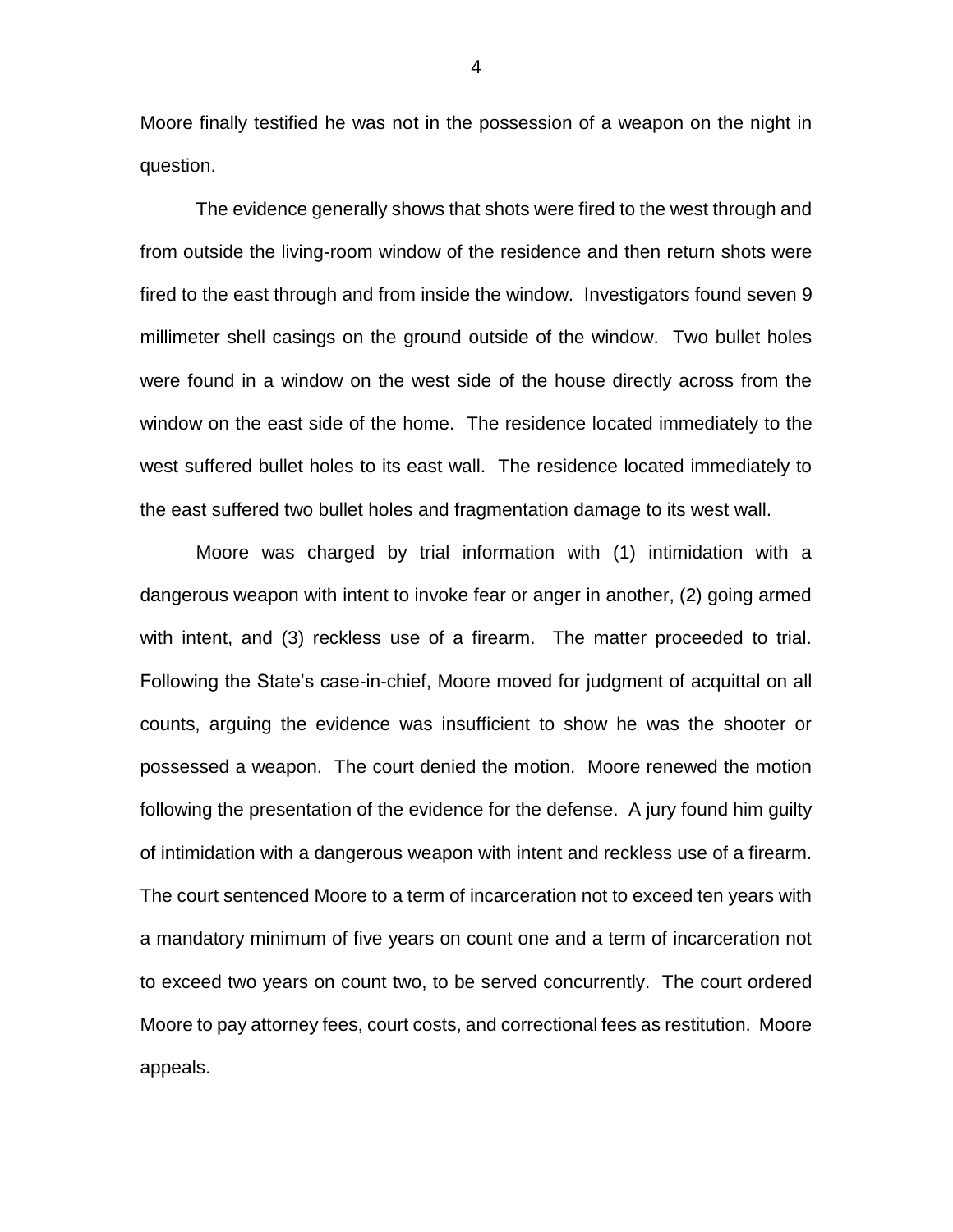Moore finally testified he was not in the possession of a weapon on the night in question.

The evidence generally shows that shots were fired to the west through and from outside the living-room window of the residence and then return shots were fired to the east through and from inside the window. Investigators found seven 9 millimeter shell casings on the ground outside of the window. Two bullet holes were found in a window on the west side of the house directly across from the window on the east side of the home. The residence located immediately to the west suffered bullet holes to its east wall. The residence located immediately to the east suffered two bullet holes and fragmentation damage to its west wall.

Moore was charged by trial information with (1) intimidation with a dangerous weapon with intent to invoke fear or anger in another, (2) going armed with intent, and (3) reckless use of a firearm. The matter proceeded to trial. Following the State's case-in-chief, Moore moved for judgment of acquittal on all counts, arguing the evidence was insufficient to show he was the shooter or possessed a weapon. The court denied the motion. Moore renewed the motion following the presentation of the evidence for the defense. A jury found him guilty of intimidation with a dangerous weapon with intent and reckless use of a firearm. The court sentenced Moore to a term of incarceration not to exceed ten years with a mandatory minimum of five years on count one and a term of incarceration not to exceed two years on count two, to be served concurrently. The court ordered Moore to pay attorney fees, court costs, and correctional fees as restitution. Moore appeals.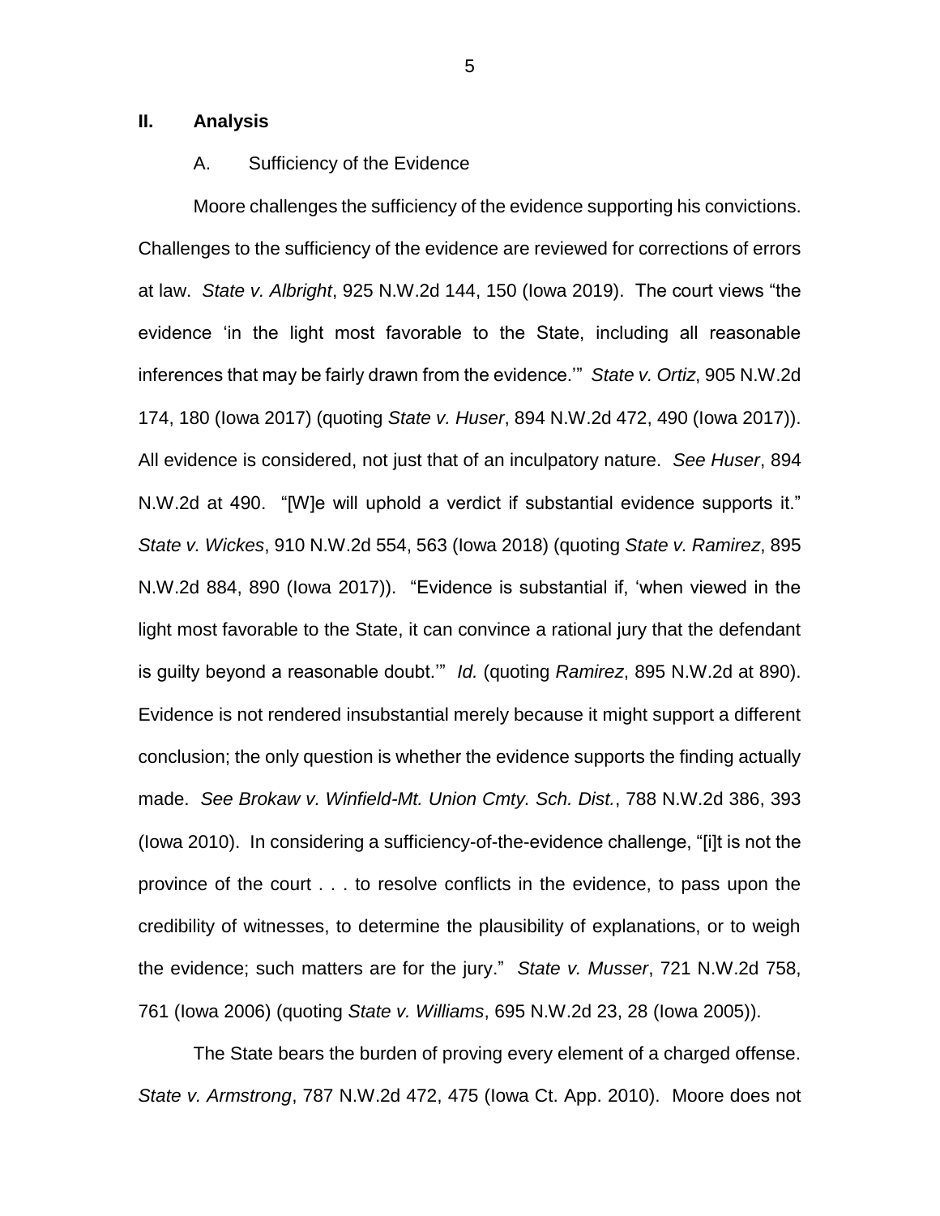## II. Analysis

### A. Sufficiency of the Evidence

Moore challenges the sufficiency of the evidence supporting his convictions. Challenges to the sufficiency of the evidence are reviewed for corrections of errors at law. *State v. Albright*, 925 N.W.2d 144, 150 (Iowa 2019). The court views "the evidence 'in the light most favorable to the State, including all reasonable inferences that may be fairly drawn from the evidence.'" *State v. Ortiz*, 905 N.W.2d 174, 180 (Iowa 2017) (quoting *State v. Huser*, 894 N.W.2d 472, 490 (Iowa 2017)). All evidence is considered, not just that of an inculpatory nature. *See Huser*, 894 N.W.2d at 490. "[W]e will uphold a verdict if substantial evidence supports it." *State v. Wickes*, 910 N.W.2d 554, 563 (Iowa 2018) (quoting *State v. Ramirez*, 895 N.W.2d 884, 890 (Iowa 2017)). "Evidence is substantial if, 'when viewed in the light most favorable to the State, it can convince a rational jury that the defendant is guilty beyond a reasonable doubt.'" *Id.* (quoting *Ramirez*, 895 N.W.2d at 890). Evidence is not rendered insubstantial merely because it might support a different conclusion; the only question is whether the evidence supports the finding actually made. *See Brokaw v. Winfield-Mt. Union Cmty. Sch. Dist.*, 788 N.W.2d 386, 393 (Iowa 2010). In considering a sufficiency-of-the-evidence challenge, "[i]t is not the province of the court . . . to resolve conflicts in the evidence, to pass upon the credibility of witnesses, to determine the plausibility of explanations, or to weigh the evidence; such matters are for the jury." *State v. Musser*, 721 N.W.2d 758, 761 (Iowa 2006) (quoting *State v. Williams*, 695 N.W.2d 23, 28 (Iowa 2005)).

The State bears the burden of proving every element of a charged offense. *State v. Armstrong*, 787 N.W.2d 472, 475 (Iowa Ct. App. 2010). Moore does not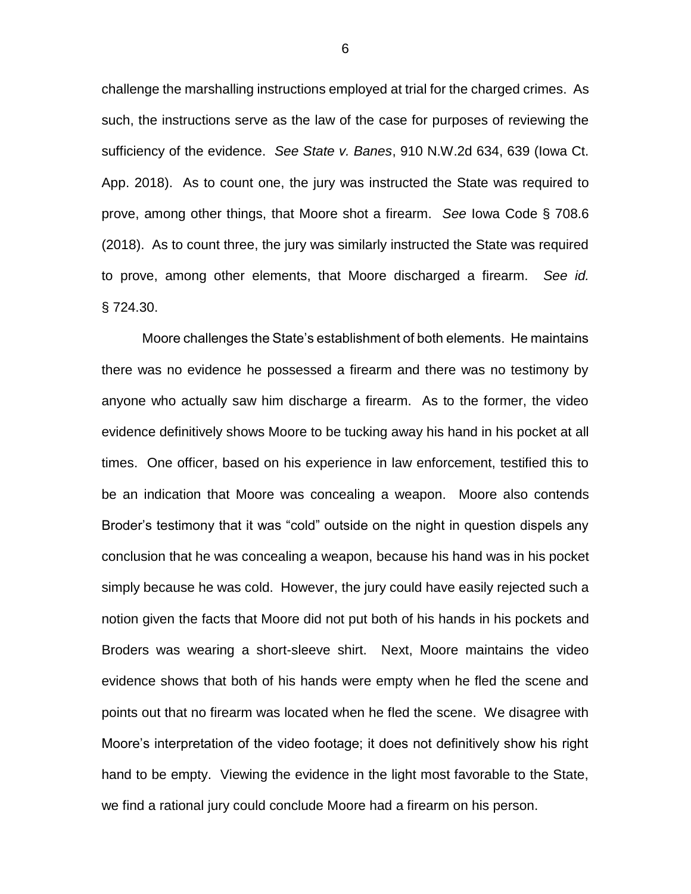challenge the marshalling instructions employed at trial for the charged crimes. As such, the instructions serve as the law of the case for purposes of reviewing the sufficiency of the evidence. *See State v. Banes*, 910 N.W.2d 634, 639 (Iowa Ct. App. 2018). As to count one, the jury was instructed the State was required to prove, among other things, that Moore shot a firearm. *See* Iowa Code § 708.6 (2018). As to count three, the jury was similarly instructed the State was required to prove, among other elements, that Moore discharged a firearm. *See id.* § 724.30.

Moore challenges the State's establishment of both elements. He maintains there was no evidence he possessed a firearm and there was no testimony by anyone who actually saw him discharge a firearm. As to the former, the video evidence definitively shows Moore to be tucking away his hand in his pocket at all times. One officer, based on his experience in law enforcement, testified this to be an indication that Moore was concealing a weapon. Moore also contends Broder's testimony that it was "cold" outside on the night in question dispels any conclusion that he was concealing a weapon, because his hand was in his pocket simply because he was cold. However, the jury could have easily rejected such a notion given the facts that Moore did not put both of his hands in his pockets and Broders was wearing a short-sleeve shirt. Next, Moore maintains the video evidence shows that both of his hands were empty when he fled the scene and points out that no firearm was located when he fled the scene. We disagree with Moore's interpretation of the video footage; it does not definitively show his right hand to be empty. Viewing the evidence in the light most favorable to the State, we find a rational jury could conclude Moore had a firearm on his person.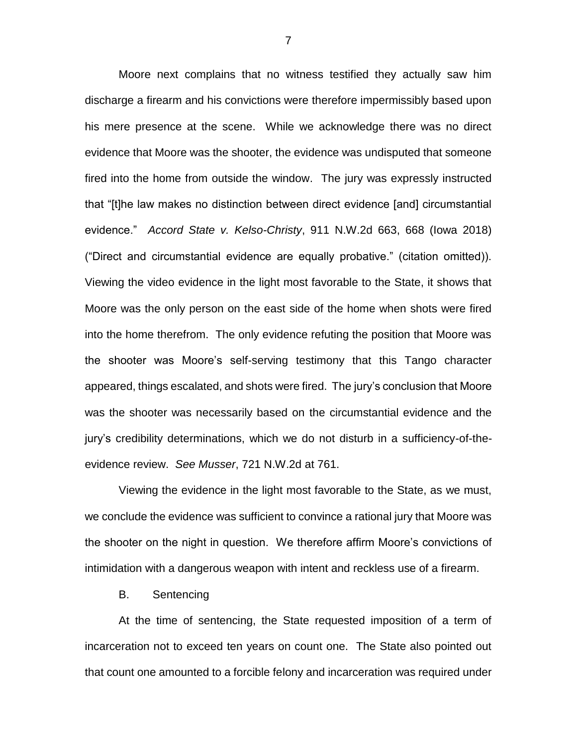Moore next complains that no witness testified they actually saw him discharge a firearm and his convictions were therefore impermissibly based upon his mere presence at the scene. While we acknowledge there was no direct evidence that Moore was the shooter, the evidence was undisputed that someone fired into the home from outside the window. The jury was expressly instructed that "[t]he law makes no distinction between direct evidence [and] circumstantial evidence." *Accord State v. Kelso-Christy*, 911 N.W.2d 663, 668 (Iowa 2018) ("Direct and circumstantial evidence are equally probative." (citation omitted)). Viewing the video evidence in the light most favorable to the State, it shows that Moore was the only person on the east side of the home when shots were fired into the home therefrom. The only evidence refuting the position that Moore was the shooter was Moore's self-serving testimony that this Tango character appeared, things escalated, and shots were fired. The jury's conclusion that Moore was the shooter was necessarily based on the circumstantial evidence and the jury's credibility determinations, which we do not disturb in a sufficiency-of-the-evidence review. *See Musser*, 721 N.W.2d at 761.

Viewing the evidence in the light most favorable to the State, as we must, we conclude the evidence was sufficient to convince a rational jury that Moore was the shooter on the night in question. We therefore affirm Moore's convictions of intimidation with a dangerous weapon with intent and reckless use of a firearm.

B. Sentencing

At the time of sentencing, the State requested imposition of a term of incarceration not to exceed ten years on count one. The State also pointed out that count one amounted to a forcible felony and incarceration was required under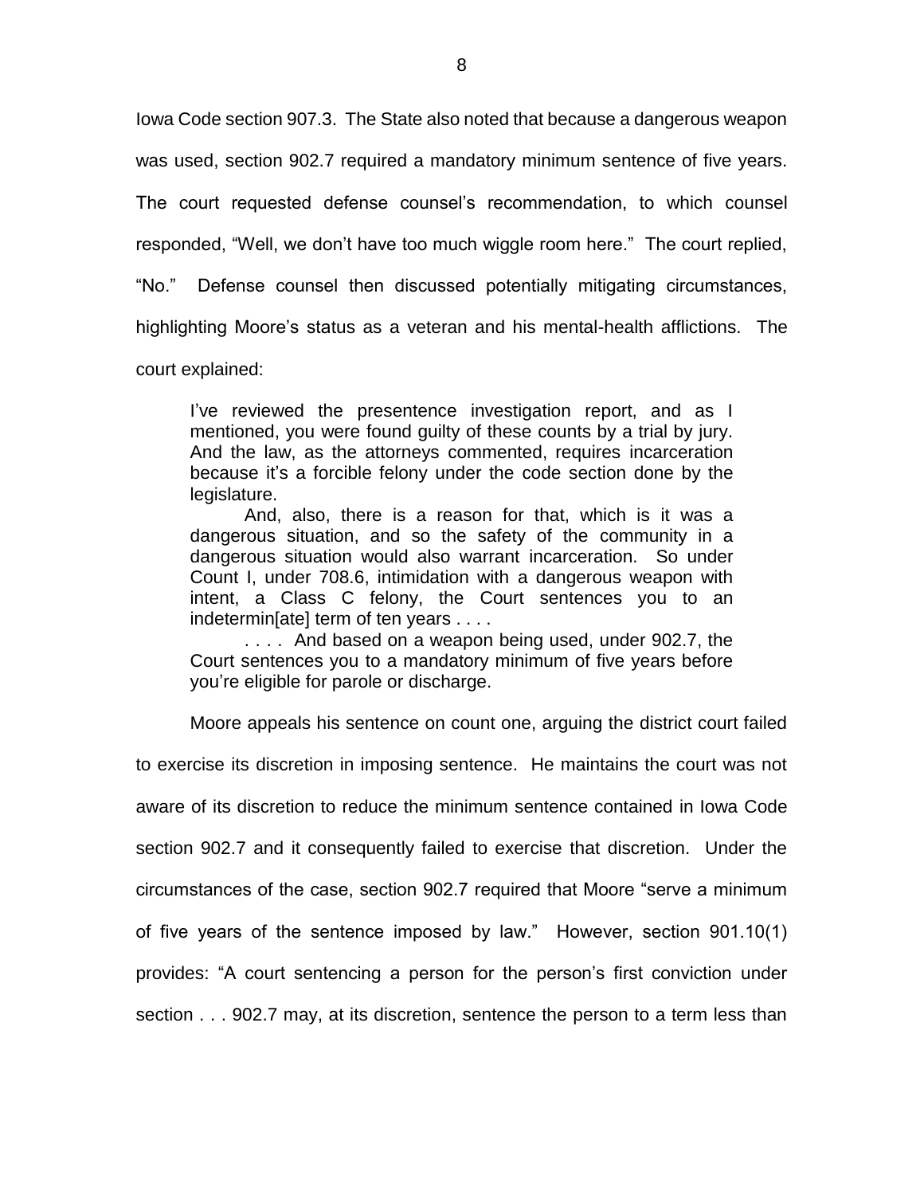Iowa Code section 907.3. The State also noted that because a dangerous weapon was used, section 902.7 required a mandatory minimum sentence of five years. The court requested defense counsel's recommendation, to which counsel responded, "Well, we don't have too much wiggle room here." The court replied, "No." Defense counsel then discussed potentially mitigating circumstances, highlighting Moore's status as a veteran and his mental-health afflictions. The court explained:

> I've reviewed the presentence investigation report, and as I mentioned, you were found guilty of these counts by a trial by jury. And the law, as the attorneys commented, requires incarceration because it's a forcible felony under the code section done by the legislature.
>
> And, also, there is a reason for that, which is it was a dangerous situation, and so the safety of the community in a dangerous situation would also warrant incarceration. So under Count I, under 708.6, intimidation with a dangerous weapon with intent, a Class C felony, the Court sentences you to an indetermin[ate] term of ten years . . . .
>
> . . . . And based on a weapon being used, under 902.7, the Court sentences you to a mandatory minimum of five years before you're eligible for parole or discharge.

Moore appeals his sentence on count one, arguing the district court failed to exercise its discretion in imposing sentence. He maintains the court was not aware of its discretion to reduce the minimum sentence contained in Iowa Code section 902.7 and it consequently failed to exercise that discretion. Under the circumstances of the case, section 902.7 required that Moore "serve a minimum of five years of the sentence imposed by law." However, section 901.10(1) provides: "A court sentencing a person for the person's first conviction under section . . . 902.7 may, at its discretion, sentence the person to a term less than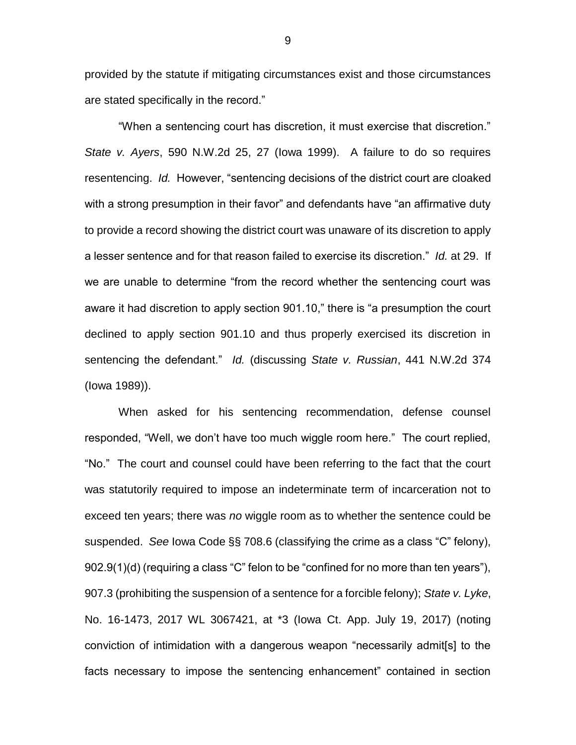provided by the statute if mitigating circumstances exist and those circumstances are stated specifically in the record."

"When a sentencing court has discretion, it must exercise that discretion." *State v. Ayers*, 590 N.W.2d 25, 27 (Iowa 1999). A failure to do so requires resentencing. *Id.* However, "sentencing decisions of the district court are cloaked with a strong presumption in their favor" and defendants have "an affirmative duty to provide a record showing the district court was unaware of its discretion to apply a lesser sentence and for that reason failed to exercise its discretion." *Id.* at 29. If we are unable to determine "from the record whether the sentencing court was aware it had discretion to apply section 901.10," there is "a presumption the court declined to apply section 901.10 and thus properly exercised its discretion in sentencing the defendant." *Id.* (discussing *State v. Russian*, 441 N.W.2d 374 (Iowa 1989)).

When asked for his sentencing recommendation, defense counsel responded, "Well, we don't have too much wiggle room here." The court replied, "No." The court and counsel could have been referring to the fact that the court was statutorily required to impose an indeterminate term of incarceration not to exceed ten years; there was *no* wiggle room as to whether the sentence could be suspended. *See* Iowa Code §§ 708.6 (classifying the crime as a class "C" felony), 902.9(1)(d) (requiring a class "C" felon to be "confined for no more than ten years"), 907.3 (prohibiting the suspension of a sentence for a forcible felony); *State v. Lyke*, No. 16-1473, 2017 WL 3067421, at *3 (Iowa Ct. App. July 19, 2017) (noting conviction of intimidation with a dangerous weapon "necessarily admit[s] to the facts necessary to impose the sentencing enhancement" contained in section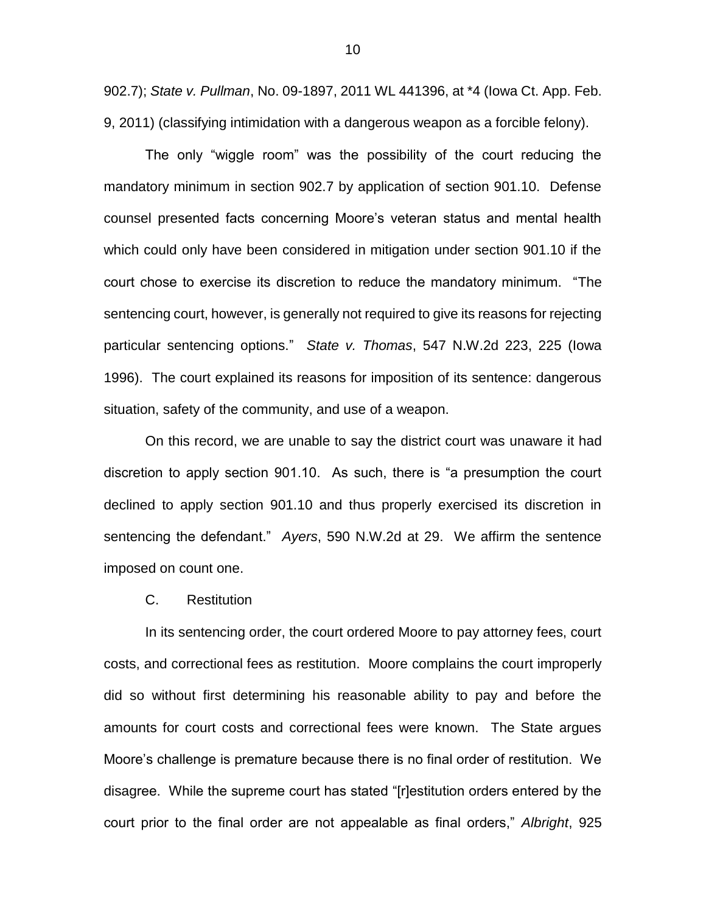902.7); *State v. Pullman*, No. 09-1897, 2011 WL 441396, at *4 (Iowa Ct. App. Feb. 9, 2011) (classifying intimidation with a dangerous weapon as a forcible felony).

The only "wiggle room" was the possibility of the court reducing the mandatory minimum in section 902.7 by application of section 901.10. Defense counsel presented facts concerning Moore's veteran status and mental health which could only have been considered in mitigation under section 901.10 if the court chose to exercise its discretion to reduce the mandatory minimum. "The sentencing court, however, is generally not required to give its reasons for rejecting particular sentencing options." *State v. Thomas*, 547 N.W.2d 223, 225 (Iowa 1996). The court explained its reasons for imposition of its sentence: dangerous situation, safety of the community, and use of a weapon.

On this record, we are unable to say the district court was unaware it had discretion to apply section 901.10. As such, there is "a presumption the court declined to apply section 901.10 and thus properly exercised its discretion in sentencing the defendant." *Ayers*, 590 N.W.2d at 29. We affirm the sentence imposed on count one.

C. Restitution

In its sentencing order, the court ordered Moore to pay attorney fees, court costs, and correctional fees as restitution. Moore complains the court improperly did so without first determining his reasonable ability to pay and before the amounts for court costs and correctional fees were known. The State argues Moore's challenge is premature because there is no final order of restitution. We disagree. While the supreme court has stated "[r]estitution orders entered by the court prior to the final order are not appealable as final orders," *Albright*, 925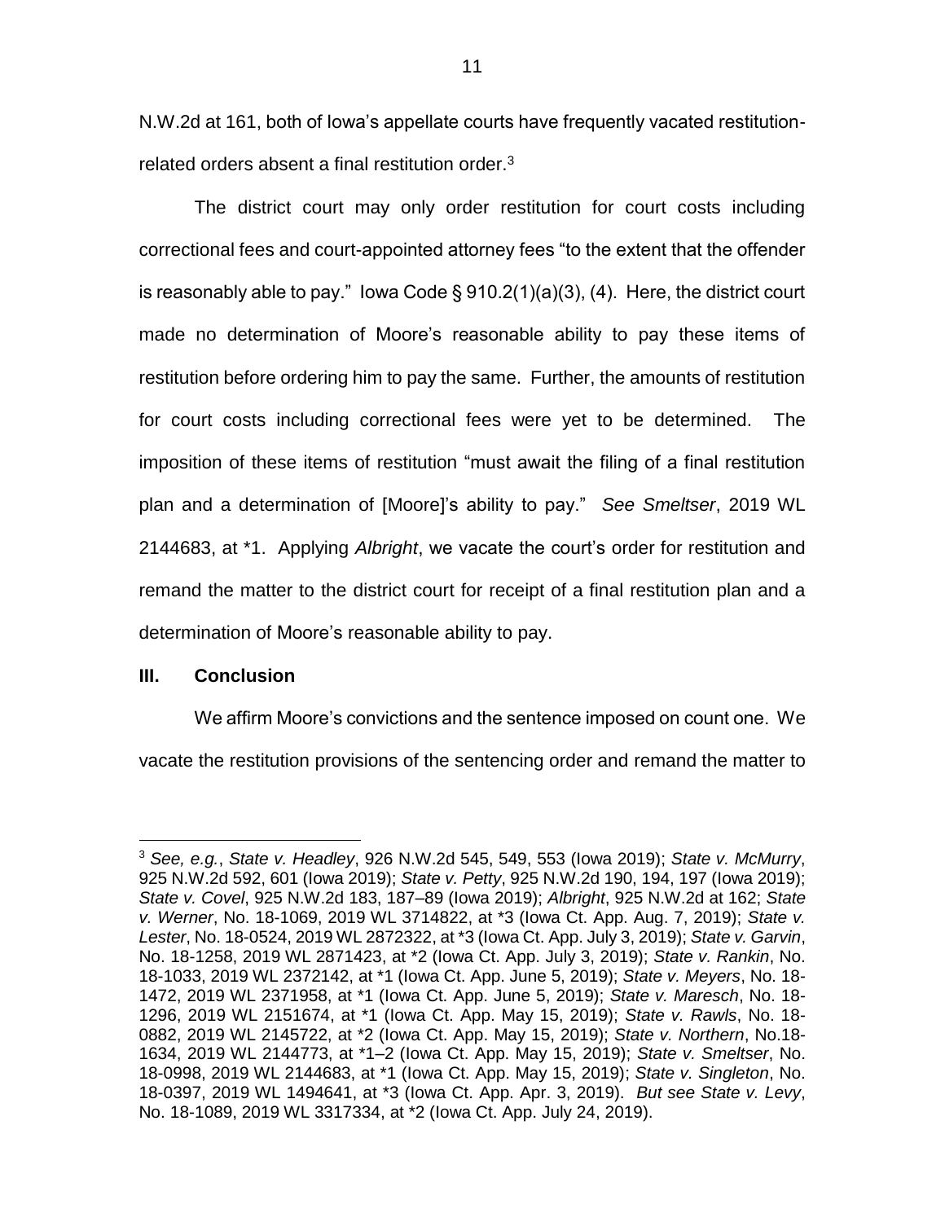N.W.2d at 161, both of Iowa's appellate courts have frequently vacated restitution-related orders absent a final restitution order.[3]

The district court may only order restitution for court costs including correctional fees and court-appointed attorney fees "to the extent that the offender is reasonably able to pay." Iowa Code § 910.2(1)(a)(3), (4). Here, the district court made no determination of Moore's reasonable ability to pay these items of restitution before ordering him to pay the same. Further, the amounts of restitution for court costs including correctional fees were yet to be determined. The imposition of these items of restitution "must await the filing of a final restitution plan and a determination of [Moore]'s ability to pay." *See Smeltser*, 2019 WL 2144683, at *1. Applying *Albright*, we vacate the court's order for restitution and remand the matter to the district court for receipt of a final restitution plan and a determination of Moore's reasonable ability to pay.

## III. Conclusion

We affirm Moore's convictions and the sentence imposed on count one. We vacate the restitution provisions of the sentencing order and remand the matter to

---

[3] *See, e.g.*, *State v. Headley*, 926 N.W.2d 545, 549, 553 (Iowa 2019); *State v. McMurry*, 925 N.W.2d 592, 601 (Iowa 2019); *State v. Petty*, 925 N.W.2d 190, 194, 197 (Iowa 2019); *State v. Covel*, 925 N.W.2d 183, 187–89 (Iowa 2019); *Albright*, 925 N.W.2d at 162; *State v. Werner*, No. 18-1069, 2019 WL 3714822, at *3 (Iowa Ct. App. Aug. 7, 2019); *State v. Lester*, No. 18-0524, 2019 WL 2872322, at *3 (Iowa Ct. App. July 3, 2019); *State v. Garvin*, No. 18-1258, 2019 WL 2871423, at *2 (Iowa Ct. App. July 3, 2019); *State v. Rankin*, No. 18-1033, 2019 WL 2372142, at *1 (Iowa Ct. App. June 5, 2019); *State v. Meyers*, No. 18-1472, 2019 WL 2371958, at *1 (Iowa Ct. App. June 5, 2019); *State v. Maresch*, No. 18-1296, 2019 WL 2151674, at *1 (Iowa Ct. App. May 15, 2019); *State v. Rawls*, No. 18-0882, 2019 WL 2145722, at *2 (Iowa Ct. App. May 15, 2019); *State v. Northern*, No.18-1634, 2019 WL 2144773, at *1–2 (Iowa Ct. App. May 15, 2019); *State v. Smeltser*, No. 18-0998, 2019 WL 2144683, at *1 (Iowa Ct. App. May 15, 2019); *State v. Singleton*, No. 18-0397, 2019 WL 1494641, at *3 (Iowa Ct. App. Apr. 3, 2019). *But see State v. Levy*, No. 18-1089, 2019 WL 3317334, at *2 (Iowa Ct. App. July 24, 2019).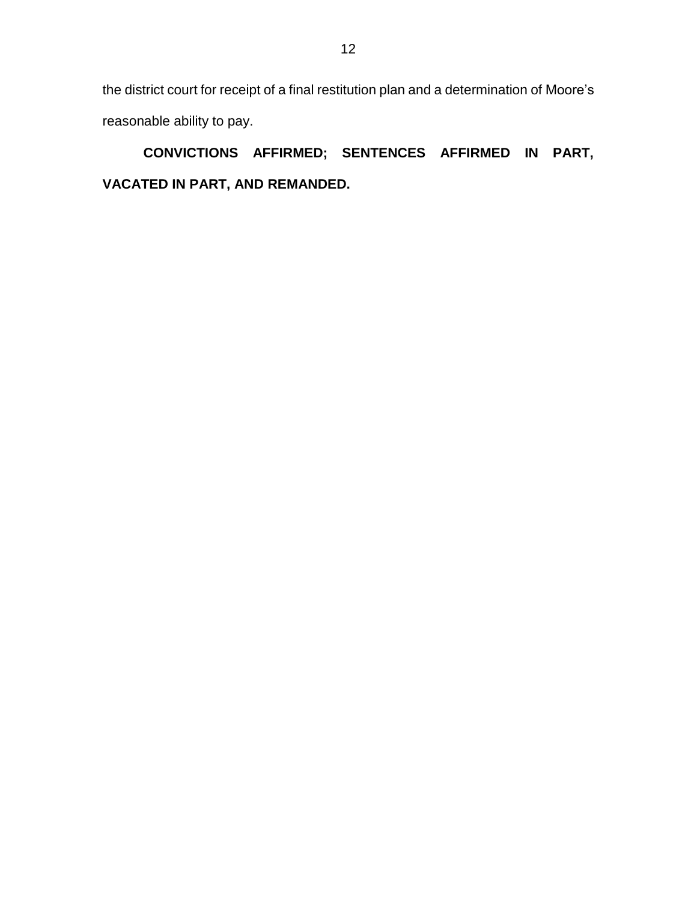the district court for receipt of a final restitution plan and a determination of Moore's reasonable ability to pay.

**CONVICTIONS AFFIRMED; SENTENCES AFFIRMED IN PART, VACATED IN PART, AND REMANDED.**